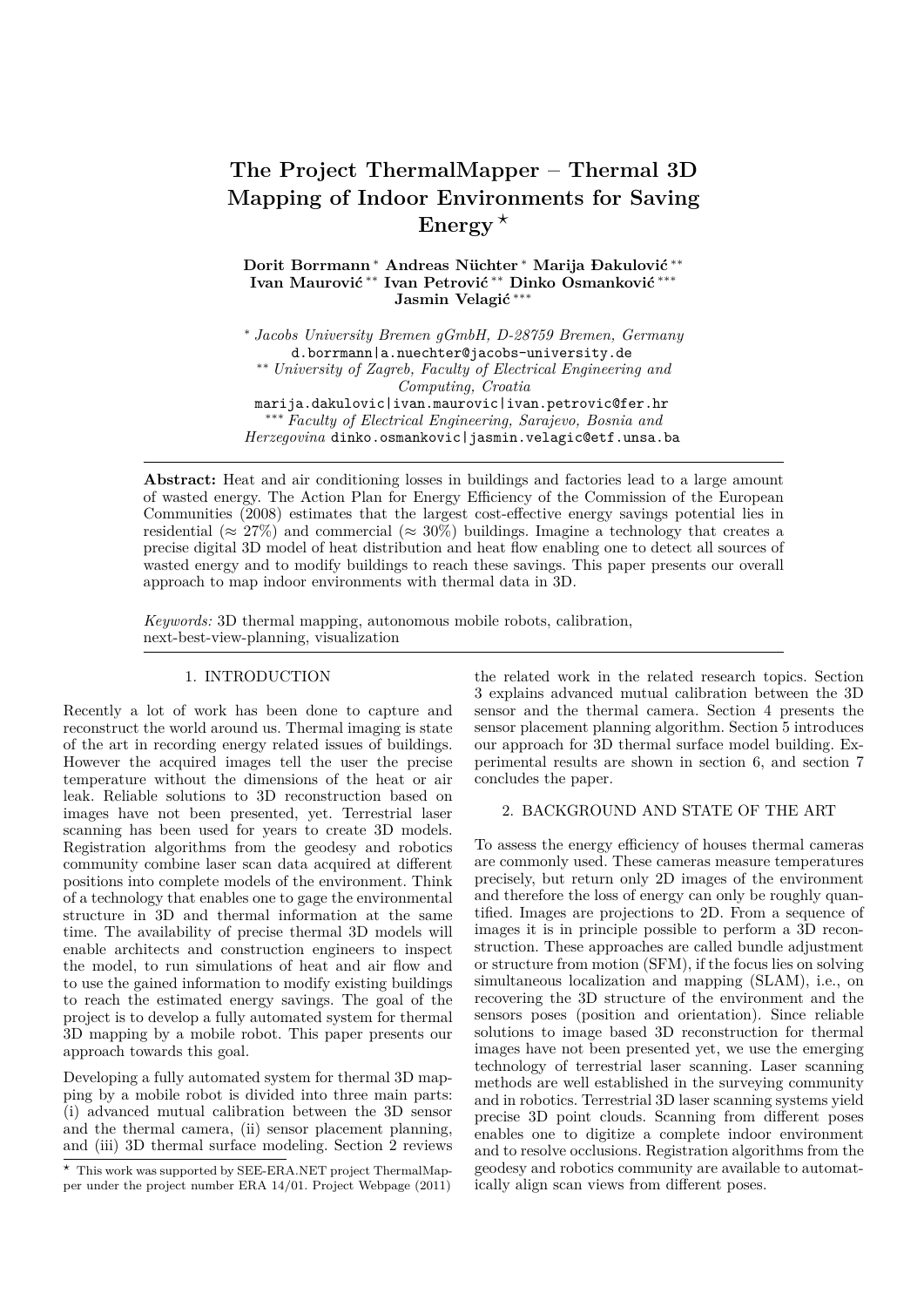# The Project ThermalMapper – Thermal 3D Mapping of Indoor Environments for Saving Energy ⋆

**Dorit Borrmann** * **Andreas Nüchter** * **Marija Đakulović** ** **Ivan Maurović** ** **Ivan Petrović** ** **Dinko Osmanković** *** **Jasmin Velagić** ***

\* *Jacobs University Bremen gGmbH, D-28759 Bremen, Germany*
d.borrmann|a.nuechter@jacobs-university.de
\*\* *University of Zagreb, Faculty of Electrical Engineering and Computing, Croatia*
marija.dakulovic|ivan.maurovic|ivan.petrovic@fer.hr
\*\*\* *Faculty of Electrical Engineering, Sarajevo, Bosnia and Herzegovina* dinko.osmankovic|jasmin.velagic@etf.unsa.ba

**Abstract:** Heat and air conditioning losses in buildings and factories lead to a large amount of wasted energy. The Action Plan for Energy Efficiency of the Commission of the European Communities (2008) estimates that the largest cost-effective energy savings potential lies in residential ($\approx 27\%$) and commercial ($\approx 30\%$) buildings. Imagine a technology that creates a precise digital 3D model of heat distribution and heat flow enabling one to detect all sources of wasted energy and to modify buildings to reach these savings. This paper presents our overall approach to map indoor environments with thermal data in 3D.

*Keywords:* 3D thermal mapping, autonomous mobile robots, calibration, next-best-view-planning, visualization

## 1. INTRODUCTION

Recently a lot of work has been done to capture and reconstruct the world around us. Thermal imaging is state of the art in recording energy related issues of buildings. However the acquired images tell the user the precise temperature without the dimensions of the heat or air leak. Reliable solutions to 3D reconstruction based on images have not been presented, yet. Terrestrial laser scanning has been used for years to create 3D models. Registration algorithms from the geodesy and robotics community combine laser scan data acquired at different positions into complete models of the environment. Think of a technology that enables one to gage the environmental structure in 3D and thermal information at the same time. The availability of precise thermal 3D models will enable architects and construction engineers to inspect the model, to run simulations of heat and air flow and to use the gained information to modify existing buildings to reach the estimated energy savings. The goal of the project is to develop a fully automated system for thermal 3D mapping by a mobile robot. This paper presents our approach towards this goal.

Developing a fully automated system for thermal 3D mapping by a mobile robot is divided into three main parts: (i) advanced mutual calibration between the 3D sensor and the thermal camera, (ii) sensor placement planning, and (iii) 3D thermal surface modeling. Section 2 reviews the related work in the related research topics. Section 3 explains advanced mutual calibration between the 3D sensor and the thermal camera. Section 4 presents the sensor placement planning algorithm. Section 5 introduces our approach for 3D thermal surface model building. Experimental results are shown in section 6, and section 7 concludes the paper.

## 2. BACKGROUND AND STATE OF THE ART

To assess the energy efficiency of houses thermal cameras are commonly used. These cameras measure temperatures precisely, but return only 2D images of the environment and therefore the loss of energy can only be roughly quantified. Images are projections to 2D. From a sequence of images it is in principle possible to perform a 3D reconstruction. These approaches are called bundle adjustment or structure from motion (SFM), if the focus lies on solving simultaneous localization and mapping (SLAM), i.e., on recovering the 3D structure of the environment and the sensors poses (position and orientation). Since reliable solutions to image based 3D reconstruction for thermal images have not been presented yet, we use the emerging technology of terrestrial laser scanning. Laser scanning methods are well established in the surveying community and in robotics. Terrestrial 3D laser scanning systems yield precise 3D point clouds. Scanning from different poses enables one to digitize a complete indoor environment and to resolve occlusions. Registration algorithms from the geodesy and robotics community are available to automatically align scan views from different poses.

⋆ This work was supported by SEE-ERA.NET project ThermalMapper under the project number ERA 14/01. Project Webpage (2011)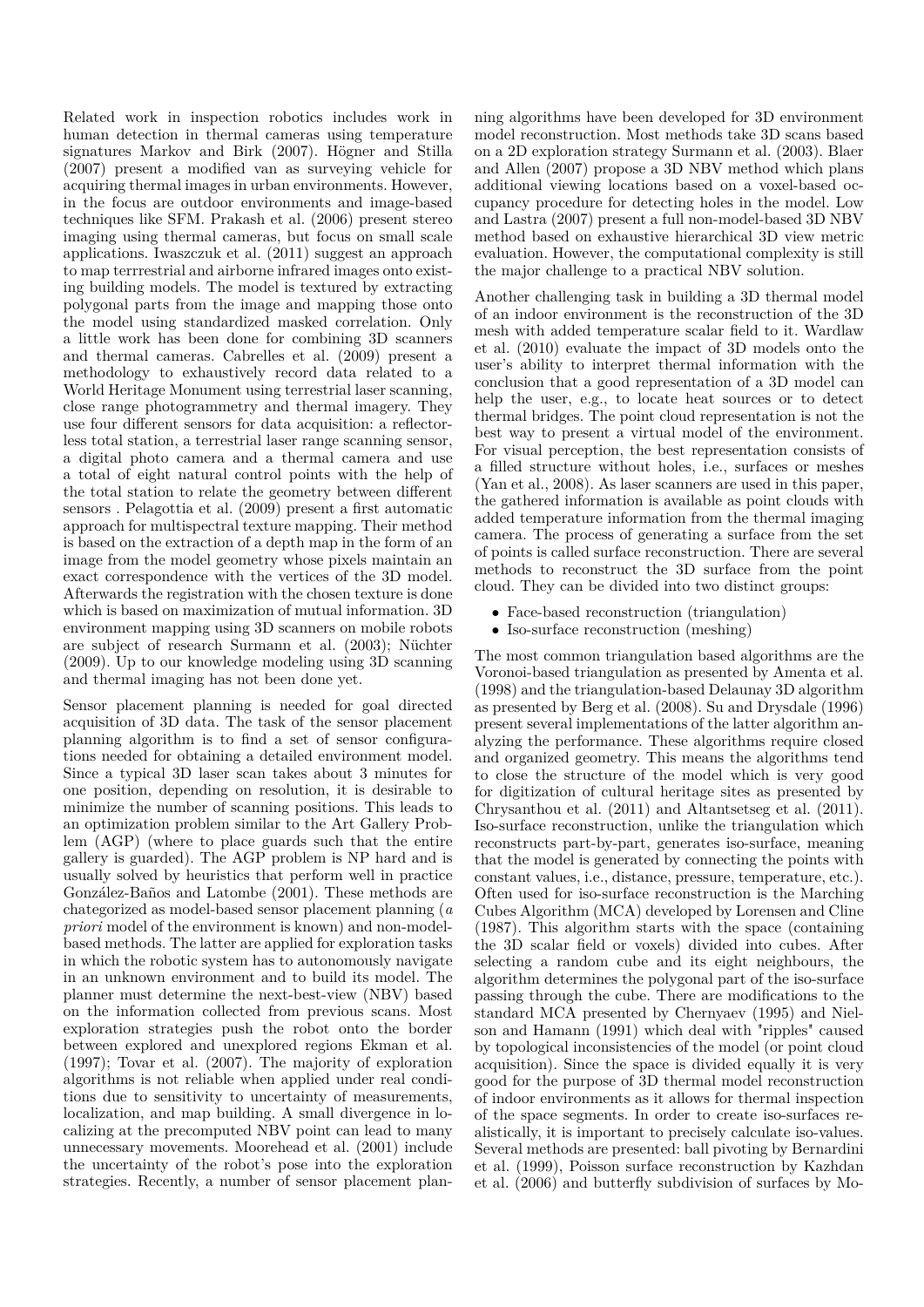Related work in inspection robotics includes work in human detection in thermal cameras using temperature signatures Markov and Birk (2007). Högner and Stilla (2007) present a modified van as surveying vehicle for acquiring thermal images in urban environments. However, in the focus are outdoor environments and image-based techniques like SFM. Prakash et al. (2006) present stereo imaging using thermal cameras, but focus on small scale applications. Iwaszczuk et al. (2011) suggest an approach to map terrrestrial and airborne infrared images onto existing building models. The model is textured by extracting polygonal parts from the image and mapping those onto the model using standardized masked correlation. Only a little work has been done for combining 3D scanners and thermal cameras. Cabrelles et al. (2009) present a methodology to exhaustively record data related to a World Heritage Monument using terrestrial laser scanning, close range photogrammetry and thermal imagery. They use four different sensors for data acquisition: a reflectorless total station, a terrestrial laser range scanning sensor, a digital photo camera and a thermal camera and use a total of eight natural control points with the help of the total station to relate the geometry between different sensors . Pelagottia et al. (2009) present a first automatic approach for multispectral texture mapping. Their method is based on the extraction of a depth map in the form of an image from the model geometry whose pixels maintain an exact correspondence with the vertices of the 3D model. Afterwards the registration with the chosen texture is done which is based on maximization of mutual information. 3D environment mapping using 3D scanners on mobile robots are subject of research Surmann et al. (2003); Nüchter (2009). Up to our knowledge modeling using 3D scanning and thermal imaging has not been done yet.

Sensor placement planning is needed for goal directed acquisition of 3D data. The task of the sensor placement planning algorithm is to find a set of sensor configurations needed for obtaining a detailed environment model. Since a typical 3D laser scan takes about 3 minutes for one position, depending on resolution, it is desirable to minimize the number of scanning positions. This leads to an optimization problem similar to the Art Gallery Problem (AGP) (where to place guards such that the entire gallery is guarded). The AGP problem is NP hard and is usually solved by heuristics that perform well in practice González-Baños and Latombe (2001). These methods are chategorized as model-based sensor placement planning (*a priori* model of the environment is known) and non-model-based methods. The latter are applied for exploration tasks in which the robotic system has to autonomously navigate in an unknown environment and to build its model. The planner must determine the next-best-view (NBV) based on the information collected from previous scans. Most exploration strategies push the robot onto the border between explored and unexplored regions Ekman et al. (1997); Tovar et al. (2007). The majority of exploration algorithms is not reliable when applied under real conditions due to sensitivity to uncertainty of measurements, localization, and map building. A small divergence in localizing at the precomputed NBV point can lead to many unnecessary movements. Moorehead et al. (2001) include the uncertainty of the robot's pose into the exploration strategies. Recently, a number of sensor placement planning algorithms have been developed for 3D environment model reconstruction. Most methods take 3D scans based on a 2D exploration strategy Surmann et al. (2003). Blaer and Allen (2007) propose a 3D NBV method which plans additional viewing locations based on a voxel-based occupancy procedure for detecting holes in the model. Low and Lastra (2007) present a full non-model-based 3D NBV method based on exhaustive hierarchical 3D view metric evaluation. However, the computational complexity is still the major challenge to a practical NBV solution.

Another challenging task in building a 3D thermal model of an indoor environment is the reconstruction of the 3D mesh with added temperature scalar field to it. Wardlaw et al. (2010) evaluate the impact of 3D models onto the user's ability to interpret thermal information with the conclusion that a good representation of a 3D model can help the user, e.g., to locate heat sources or to detect thermal bridges. The point cloud representation is not the best way to present a virtual model of the environment. For visual perception, the best representation consists of a filled structure without holes, i.e., surfaces or meshes (Yan et al., 2008). As laser scanners are used in this paper, the gathered information is available as point clouds with added temperature information from the thermal imaging camera. The process of generating a surface from the set of points is called surface reconstruction. There are several methods to reconstruct the 3D surface from the point cloud. They can be divided into two distinct groups:

- Face-based reconstruction (triangulation)
- Iso-surface reconstruction (meshing)

The most common triangulation based algorithms are the Voronoi-based triangulation as presented by Amenta et al. (1998) and the triangulation-based Delaunay 3D algorithm as presented by Berg et al. (2008). Su and Drysdale (1996) present several implementations of the latter algorithm analyzing the performance. These algorithms require closed and organized geometry. This means the algorithms tend to close the structure of the model which is very good for digitization of cultural heritage sites as presented by Chrysanthou et al. (2011) and Altantsetseg et al. (2011). Iso-surface reconstruction, unlike the triangulation which reconstructs part-by-part, generates iso-surface, meaning that the model is generated by connecting the points with constant values, i.e., distance, pressure, temperature, etc.). Often used for iso-surface reconstruction is the Marching Cubes Algorithm (MCA) developed by Lorensen and Cline (1987). This algorithm starts with the space (containing the 3D scalar field or voxels) divided into cubes. After selecting a random cube and its eight neighbours, the algorithm determines the polygonal part of the iso-surface passing through the cube. There are modifications to the standard MCA presented by Chernyaev (1995) and Nielson and Hamann (1991) which deal with "ripples" caused by topological inconsistencies of the model (or point cloud acquisition). Since the space is divided equally it is very good for the purpose of 3D thermal model reconstruction of indoor environments as it allows for thermal inspection of the space segments. In order to create iso-surfaces realistically, it is important to precisely calculate iso-values. Several methods are presented: ball pivoting by Bernardini et al. (1999), Poisson surface reconstruction by Kazhdan et al. (2006) and butterfly subdivision of surfaces by Mo-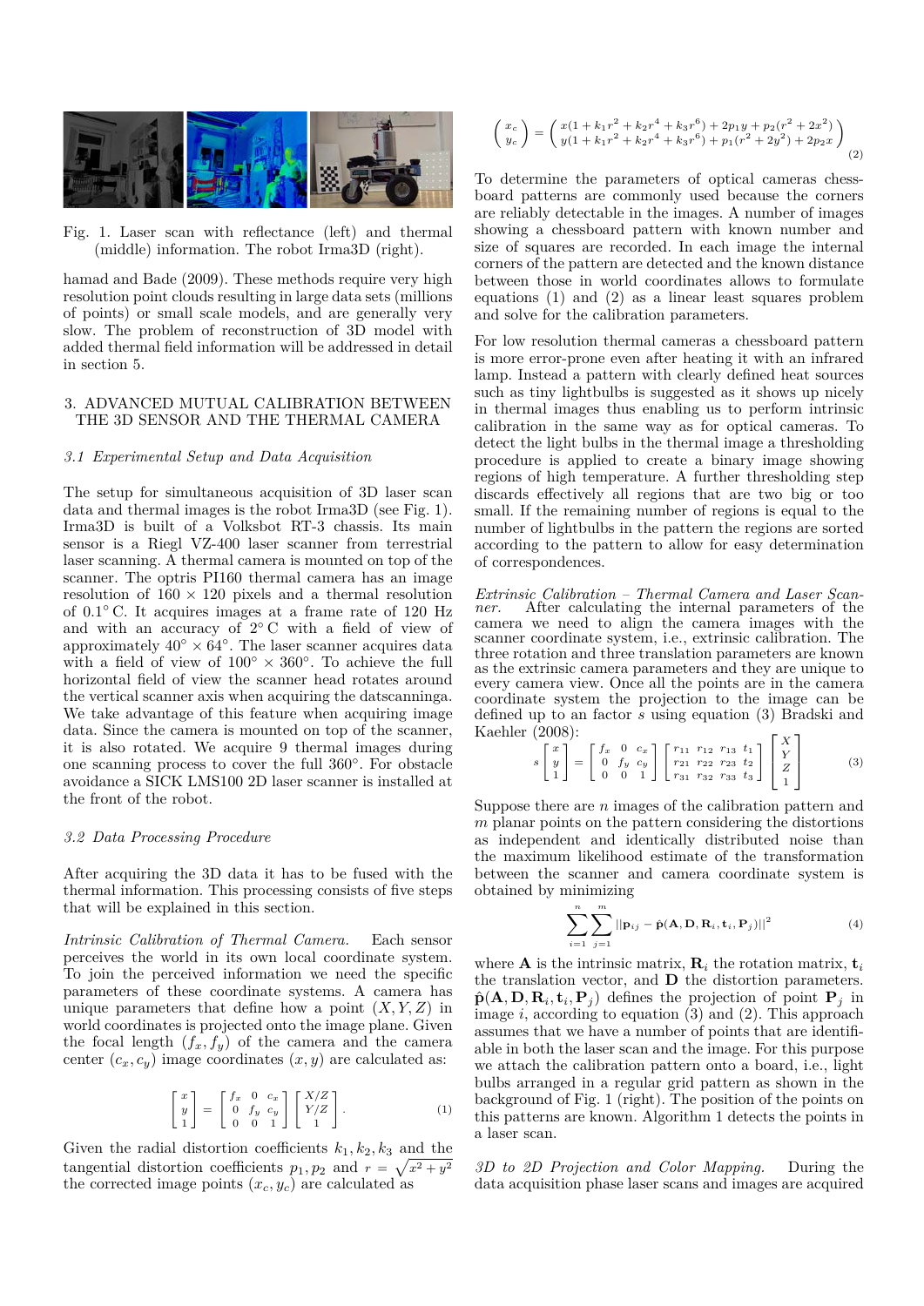Fig. 1. Laser scan with reflectance (left) and thermal (middle) information. The robot Irma3D (right).

hamad and Bade (2009). These methods require very high resolution point clouds resulting in large data sets (millions of points) or small scale models, and are generally very slow. The problem of reconstruction of 3D model with added thermal field information will be addressed in detail in section 5.

## 3. ADVANCED MUTUAL CALIBRATION BETWEEN THE 3D SENSOR AND THE THERMAL CAMERA

### *3.1 Experimental Setup and Data Acquisition*

The setup for simultaneous acquisition of 3D laser scan data and thermal images is the robot Irma3D (see Fig. 1). Irma3D is built of a Volksbot RT-3 chassis. Its main sensor is a Riegl VZ-400 laser scanner from terrestrial laser scanning. A thermal camera is mounted on top of the scanner. The optris PI160 thermal camera has an image resolution of 160 × 120 pixels and a thermal resolution of 0.1° C. It acquires images at a frame rate of 120 Hz and with an accuracy of 2° C with a field of view of approximately 40° × 64°. The laser scanner acquires data with a field of view of 100° × 360°. To achieve the full horizontal field of view the scanner head rotates around the vertical scanner axis when acquiring the datscanninga. We take advantage of this feature when acquiring image data. Since the camera is mounted on top of the scanner, it is also rotated. We acquire 9 thermal images during one scanning process to cover the full 360°. For obstacle avoidance a SICK LMS100 2D laser scanner is installed at the front of the robot.

### *3.2 Data Processing Procedure*

After acquiring the 3D data it has to be fused with the thermal information. This processing consists of five steps that will be explained in this section.

*Intrinsic Calibration of Thermal Camera.* Each sensor perceives the world in its own local coordinate system. To join the perceived information we need the specific parameters of these coordinate systems. A camera has unique parameters that define how a point $(X, Y, Z)$ in world coordinates is projected onto the image plane. Given the focal length $(f_x, f_y)$ of the camera and the camera center $(c_x, c_y)$ image coordinates $(x, y)$ are calculated as:

$$\begin{bmatrix} x \\ y \\ 1 \end{bmatrix} = \begin{bmatrix} f_x & 0 & c_x \\ 0 & f_y & c_y \\ 0 & 0 & 1 \end{bmatrix} \begin{bmatrix} X/Z \\ Y/Z \\ 1 \end{bmatrix}. \tag{1}$$

Given the radial distortion coefficients $k_1, k_2, k_3$ and the tangential distortion coefficients $p_1, p_2$ and $r = \sqrt{x^2 + y^2}$ the corrected image points $(x_c, y_c)$ are calculated as

$$\begin{pmatrix} x_c \\ y_c \end{pmatrix} = \begin{pmatrix} x(1 + k_1 r^2 + k_2 r^4 + k_3 r^6) + 2p_1 y + p_2(r^2 + 2x^2) \\ y(1 + k_1 r^2 + k_2 r^4 + k_3 r^6) + p_1(r^2 + 2y^2) + 2p_2 x \end{pmatrix} \tag{2}$$

To determine the parameters of optical cameras chessboard patterns are commonly used because the corners are reliably detectable in the images. A number of images showing a chessboard pattern with known number and size of squares are recorded. In each image the internal corners of the pattern are detected and the known distance between those in world coordinates allows to formulate equations (1) and (2) as a linear least squares problem and solve for the calibration parameters.

For low resolution thermal cameras a chessboard pattern is more error-prone even after heating it with an infrared lamp. Instead a pattern with clearly defined heat sources such as tiny lightbulbs is suggested as it shows up nicely in thermal images thus enabling us to perform intrinsic calibration in the same way as for optical cameras. To detect the light bulbs in the thermal image a thresholding procedure is applied to create a binary image showing regions of high temperature. A further thresholding step discards effectively all regions that are two big or too small. If the remaining number of regions is equal to the number of lightbulbs in the pattern the regions are sorted according to the pattern to allow for easy determination of correspondences.

*Extrinsic Calibration – Thermal Camera and Laser Scanner.* After calculating the internal parameters of the camera we need to align the camera images with the scanner coordinate system, i.e., extrinsic calibration. The three rotation and three translation parameters are known as the extrinsic camera parameters and they are unique to every camera view. Once all the points are in the camera coordinate system the projection to the image can be defined up to an factor $s$ using equation (3) Bradski and Kaehler (2008):

$$s \begin{bmatrix} x \\ y \\ 1 \end{bmatrix} = \begin{bmatrix} f_x & 0 & c_x \\ 0 & f_y & c_y \\ 0 & 0 & 1 \end{bmatrix} \begin{bmatrix} r_{11} & r_{12} & r_{13} & t_1 \\ r_{21} & r_{22} & r_{23} & t_2 \\ r_{31} & r_{32} & r_{33} & t_3 \end{bmatrix} \begin{bmatrix} X \\ Y \\ Z \\ 1 \end{bmatrix} \tag{3}$$

Suppose there are $n$ images of the calibration pattern and $m$ planar points on the pattern considering the distortions as independent and identically distributed noise than the maximum likelihood estimate of the transformation between the scanner and camera coordinate system is obtained by minimizing

$$\sum_{i=1}^{n} \sum_{j=1}^{m} ||\mathbf{p}_{ij} - \hat{\mathbf{p}}(\mathbf{A}, \mathbf{D}, \mathbf{R}_i, \mathbf{t}_i, \mathbf{P}_j)||^2 \tag{4}$$

where $\mathbf{A}$ is the intrinsic matrix, $\mathbf{R}_i$ the rotation matrix, $\mathbf{t}_i$ the translation vector, and $\mathbf{D}$ the distortion parameters. $\hat{\mathbf{p}}(\mathbf{A}, \mathbf{D}, \mathbf{R}_i, \mathbf{t}_i, \mathbf{P}_j)$ defines the projection of point $\mathbf{P}_j$ in image $i$, according to equation (3) and (2). This approach assumes that we have a number of points that are identifiable in both the laser scan and the image. For this purpose we attach the calibration pattern onto a board, i.e., light bulbs arranged in a regular grid pattern as shown in the background of Fig. 1 (right). The position of the points on this patterns are known. Algorithm 1 detects the points in a laser scan.

*3D to 2D Projection and Color Mapping.* During the data acquisition phase laser scans and images are acquired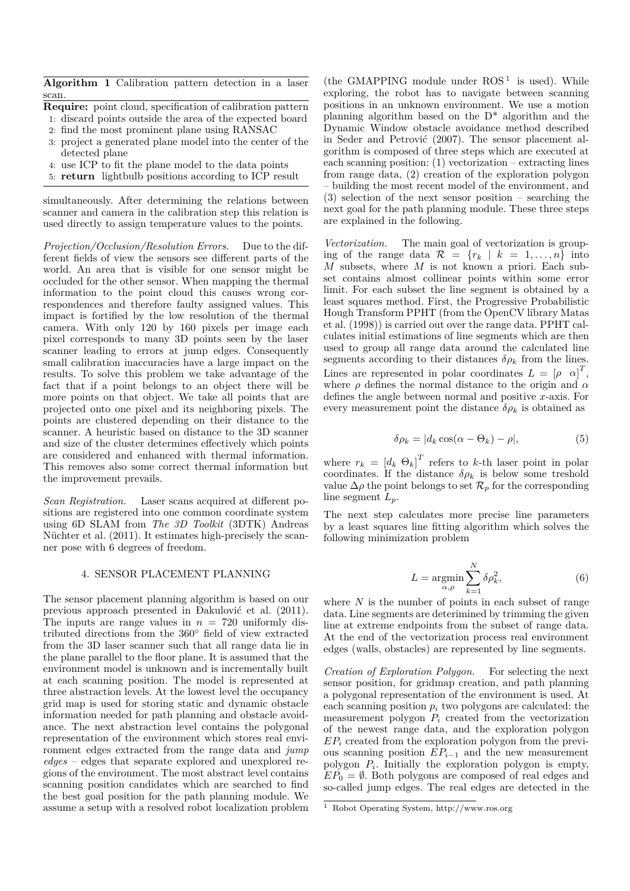**Algorithm 1** Calibration pattern detection in a laser scan.

**Require:** point cloud, specification of calibration pattern

1. discard points outside the area of the expected board
2. find the most prominent plane using RANSAC
3. project a generated plane model into the center of the detected plane
4. use ICP to fit the plane model to the data points
5. **return** lightbulb positions according to ICP result

simultaneously. After determining the relations between scanner and camera in the calibration step this relation is used directly to assign temperature values to the points.

*Projection/Occlusion/Resolution Errors.* Due to the different fields of view the sensors see different parts of the world. An area that is visible for one sensor might be occluded for the other sensor. When mapping the thermal information to the point cloud this causes wrong correspondences and therefore faulty assigned values. This impact is fortified by the low resolution of the thermal camera. With only 120 by 160 pixels per image each pixel corresponds to many 3D points seen by the laser scanner leading to errors at jump edges. Consequently small calibration inaccuracies have a large impact on the results. To solve this problem we take advantage of the fact that if a point belongs to an object there will be more points on that object. We take all points that are projected onto one pixel and its neighboring pixels. The points are clustered depending on their distance to the scanner. A heuristic based on distance to the 3D scanner and size of the cluster determines effectively which points are considered and enhanced with thermal information. This removes also some correct thermal information but the improvement prevails.

*Scan Registration.* Laser scans acquired at different positions are registered into one common coordinate system using 6D SLAM from *The 3D Toolkit* (3DTK) Andreas Nüchter et al. (2011). It estimates high-precisely the scanner pose with 6 degrees of freedom.

## 4. SENSOR PLACEMENT PLANNING

The sensor placement planning algorithm is based on our previous approach presented in Đakulović et al. (2011). The inputs are range values in $n = 720$ uniformly distributed directions from the 360° field of view extracted from the 3D laser scanner such that all range data lie in the plane parallel to the floor plane. It is assumed that the environment model is unknown and is incrementally built at each scanning position. The model is represented at three abstraction levels. At the lowest level the occupancy grid map is used for storing static and dynamic obstacle information needed for path planning and obstacle avoidance. The next abstraction level contains the polygonal representation of the environment which stores real environment edges extracted from the range data and *jump edges* – edges that separate explored and unexplored regions of the environment. The most abstract level contains scanning position candidates which are searched to find the best goal position for the path planning module. We assume a setup with a resolved robot localization problem (the GMAPPING module under ROS[1] is used). While exploring, the robot has to navigate between scanning positions in an unknown environment. We use a motion planning algorithm based on the D* algorithm and the Dynamic Window obstacle avoidance method described in Seder and Petrović (2007). The sensor placement algorithm is composed of three steps which are executed at each scanning position: (1) vectorization – extracting lines from range data, (2) creation of the exploration polygon – building the most recent model of the environment, and (3) selection of the next sensor position – searching the next goal for the path planning module. These three steps are explained in the following.

*Vectorization.* The main goal of vectorization is grouping of the range data $\mathcal{R} = \{r_k \mid k = 1, \ldots, n\}$ into $M$ subsets, where $M$ is not known a priori. Each subset contains almost collinear points within some error limit. For each subset the line segment is obtained by a least squares method. First, the Progressive Probabilistic Hough Transform PPHT (from the OpenCV library Matas et al. (1998)) is carried out over the range data. PPHT calculates initial estimations of line segments which are then used to group all range data around the calculated line segments according to their distances $\delta\rho_k$ from the lines. Lines are represented in polar coordinates $L = [\rho \;\; \alpha]^T$, where $\rho$ defines the normal distance to the origin and $\alpha$ defines the angle between normal and positive $x$-axis. For every measurement point the distance $\delta\rho_k$ is obtained as

$$\delta\rho_k = |d_k \cos(\alpha - \Theta_k) - \rho|, \tag{5}$$

where $r_k = [d_k \;\; \Theta_k]^T$ refers to $k$-th laser point in polar coordinates. If the distance $\delta\rho_k$ is below some treshold value $\Delta\rho$ the point belongs to set $\mathcal{R}_p$ for the corresponding line segment $L_p$.

The next step calculates more precise line parameters by a least squares line fitting algorithm which solves the following minimization problem

$$L = \underset{\alpha,\rho}{\operatorname{argmin}} \sum_{k=1}^{N} \delta\rho_k^2, \tag{6}$$

where $N$ is the number of points in each subset of range data. Line segments are deterimined by trimming the given line at extreme endpoints from the subset of range data. At the end of the vectorization process real environment edges (walls, obstacles) are represented by line segments.

*Creation of Exploration Polygon.* For selecting the next sensor position, for gridmap creation, and path planning a polygonal representation of the environment is used. At each scanning position $p_i$ two polygons are calculated: the measurement polygon $P_i$ created from the vectorization of the newest range data, and the exploration polygon $EP_i$ created from the exploration polygon from the previous scanning position $EP_{i-1}$ and the new measurement polygon $P_i$. Initially the exploration polygon is empty, $EP_0 = \emptyset$. Both polygons are composed of real edges and so-called jump edges. The real edges are detected in the

[1] Robot Operating System, http://www.ros.org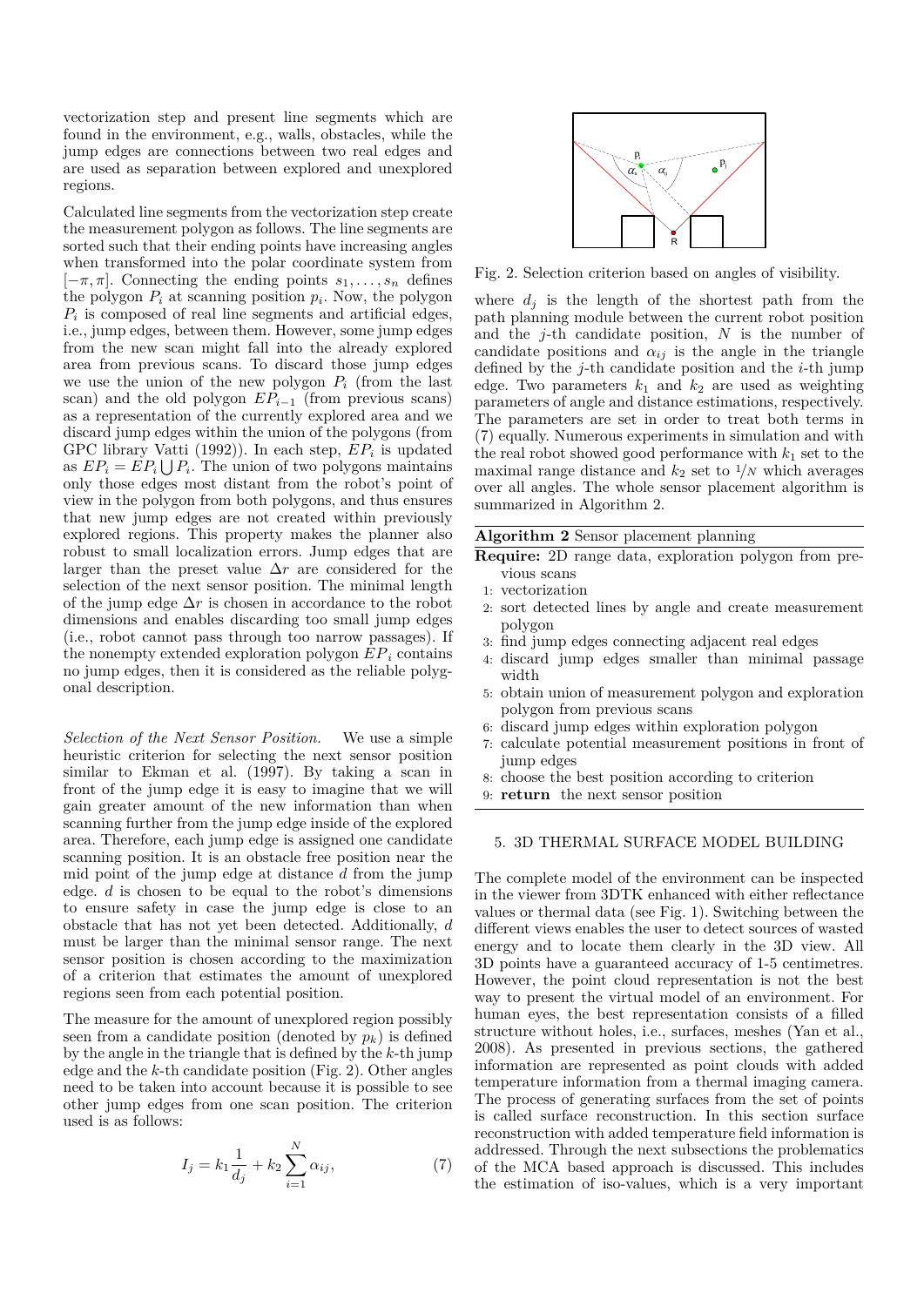vectorization step and present line segments which are found in the environment, e.g., walls, obstacles, while the jump edges are connections between two real edges and are used as separation between explored and unexplored regions.

Calculated line segments from the vectorization step create the measurement polygon as follows. The line segments are sorted such that their ending points have increasing angles when transformed into the polar coordinate system from $[-\pi, \pi]$. Connecting the ending points $s_1, \ldots, s_n$ defines the polygon $P_i$ at scanning position $p_i$. Now, the polygon $P_i$ is composed of real line segments and artificial edges, i.e., jump edges, between them. However, some jump edges from the new scan might fall into the already explored area from previous scans. To discard those jump edges we use the union of the new polygon $P_i$ (from the last scan) and the old polygon $EP_{i-1}$ (from previous scans) as a representation of the currently explored area and we discard jump edges within the union of the polygons (from GPC library Vatti (1992)). In each step, $EP_i$ is updated as $EP_i = EP_i \bigcup P_i$. The union of two polygons maintains only those edges most distant from the robot's point of view in the polygon from both polygons, and thus ensures that new jump edges are not created within previously explored regions. This property makes the planner also robust to small localization errors. Jump edges that are larger than the preset value $\Delta r$ are considered for the selection of the next sensor position. The minimal length of the jump edge $\Delta r$ is chosen in accordance to the robot dimensions and enables discarding too small jump edges (i.e., robot cannot pass through too narrow passages). If the nonempty extended exploration polygon $EP_i$ contains no jump edges, then it is considered as the reliable polygonal description.

*Selection of the Next Sensor Position.* We use a simple heuristic criterion for selecting the next sensor position similar to Ekman et al. (1997). By taking a scan in front of the jump edge it is easy to imagine that we will gain greater amount of the new information than when scanning further from the jump edge inside of the explored area. Therefore, each jump edge is assigned one candidate scanning position. It is an obstacle free position near the mid point of the jump edge at distance $d$ from the jump edge. $d$ is chosen to be equal to the robot's dimensions to ensure safety in case the jump edge is close to an obstacle that has not yet been detected. Additionally, $d$ must be larger than the minimal sensor range. The next sensor position is chosen according to the maximization of a criterion that estimates the amount of unexplored regions seen from each potential position.

The measure for the amount of unexplored region possibly seen from a candidate position (denoted by $p_k$) is defined by the angle in the triangle that is defined by the $k$-th jump edge and the $k$-th candidate position (Fig. 2). Other angles need to be taken into account because it is possible to see other jump edges from one scan position. The criterion used is as follows:

$$I_j = k_1 \frac{1}{d_j} + k_2 \sum_{i=1}^{N} \alpha_{ij}, \tag{7}$$

Fig. 2. Selection criterion based on angles of visibility.

where $d_j$ is the length of the shortest path from the path planning module between the current robot position and the $j$-th candidate position, $N$ is the number of candidate positions and $\alpha_{ij}$ is the angle in the triangle defined by the $j$-th candidate position and the $i$-th jump edge. Two parameters $k_1$ and $k_2$ are used as weighting parameters of angle and distance estimations, respectively. The parameters are set in order to treat both terms in (7) equally. Numerous experiments in simulation and with the real robot showed good performance with $k_1$ set to the maximal range distance and $k_2$ set to $1/N$ which averages over all angles. The whole sensor placement algorithm is summarized in Algorithm 2.

**Algorithm 2** Sensor placement planning

**Require:** 2D range data, exploration polygon from previous scans

1. vectorization
2. sort detected lines by angle and create measurement polygon
3. find jump edges connecting adjacent real edges
4. discard jump edges smaller than minimal passage width
5. obtain union of measurement polygon and exploration polygon from previous scans
6. discard jump edges within exploration polygon
7. calculate potential measurement positions in front of jump edges
8. choose the best position according to criterion
9. **return** the next sensor position

## 5. 3D THERMAL SURFACE MODEL BUILDING

The complete model of the environment can be inspected in the viewer from 3DTK enhanced with either reflectance values or thermal data (see Fig. 1). Switching between the different views enables the user to detect sources of wasted energy and to locate them clearly in the 3D view. All 3D points have a guaranteed accuracy of 1-5 centimetres. However, the point cloud representation is not the best way to present the virtual model of an environment. For human eyes, the best representation consists of a filled structure without holes, i.e., surfaces, meshes (Yan et al., 2008). As presented in previous sections, the gathered information are represented as point clouds with added temperature information from a thermal imaging camera. The process of generating surfaces from the set of points is called surface reconstruction. In this section surface reconstruction with added temperature field information is addressed. Through the next subsections the problematics of the MCA based approach is discussed. This includes the estimation of iso-values, which is a very important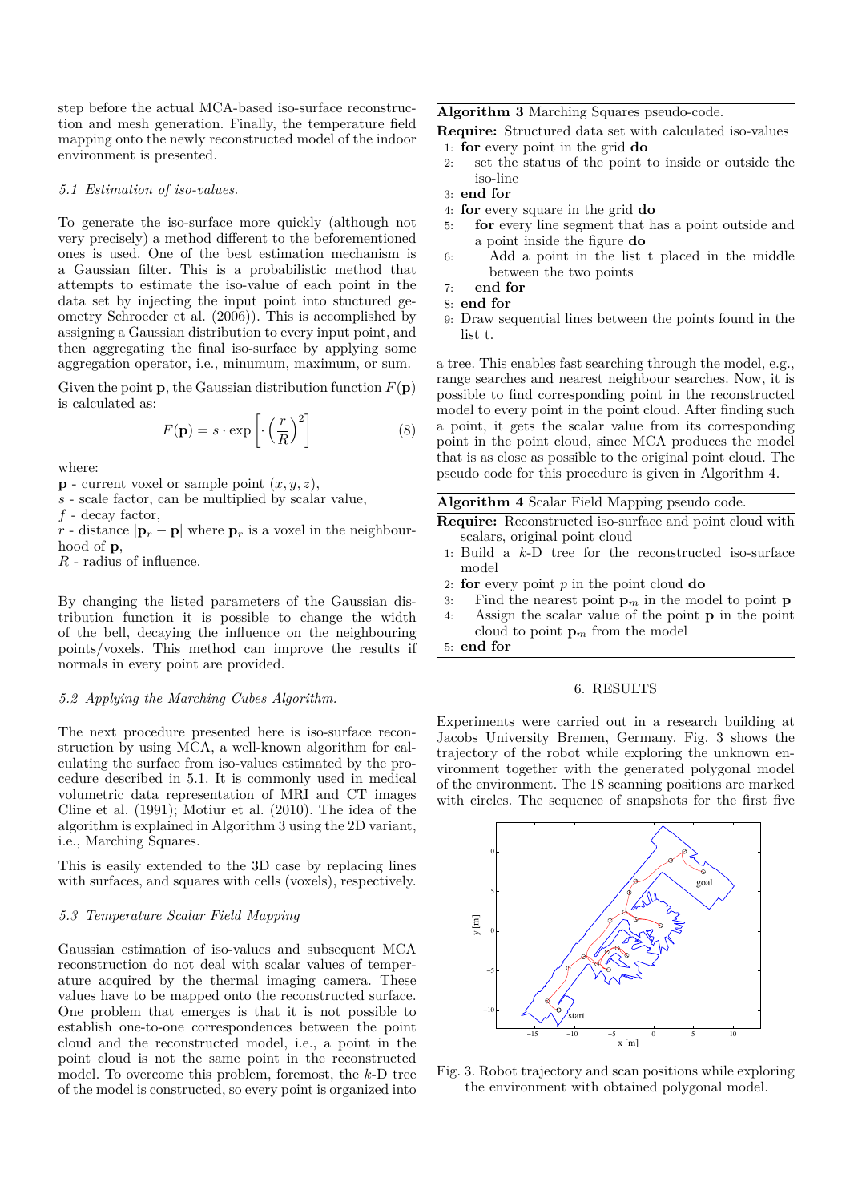step before the actual MCA-based iso-surface reconstruction and mesh generation. Finally, the temperature field mapping onto the newly reconstructed model of the indoor environment is presented.

### *5.1 Estimation of iso-values.*

To generate the iso-surface more quickly (although not very precisely) a method different to the beforementioned ones is used. One of the best estimation mechanism is a Gaussian filter. This is a probabilistic method that attempts to estimate the iso-value of each point in the data set by injecting the input point into stuctured geometry Schroeder et al. (2006)). This is accomplished by assigning a Gaussian distribution to every input point, and then aggregating the final iso-surface by applying some aggregation operator, i.e., minumum, maximum, or sum.

Given the point $\mathbf{p}$, the Gaussian distribution function $F(\mathbf{p})$ is calculated as:

$$F(\mathbf{p}) = s \cdot \exp\left[\cdot \left(\frac{r}{R}\right)^2\right] \tag{8}$$

where:

$\mathbf{p}$ - current voxel or sample point $(x, y, z)$,
$s$ - scale factor, can be multiplied by scalar value,
$f$ - decay factor,
$r$ - distance $|\mathbf{p}_r - \mathbf{p}|$ where $\mathbf{p}_r$ is a voxel in the neighbourhood of $\mathbf{p}$,
$R$ - radius of influence.

By changing the listed parameters of the Gaussian distribution function it is possible to change the width of the bell, decaying the influence on the neighbouring points/voxels. This method can improve the results if normals in every point are provided.

### *5.2 Applying the Marching Cubes Algorithm.*

The next procedure presented here is iso-surface reconstruction by using MCA, a well-known algorithm for calculating the surface from iso-values estimated by the procedure described in 5.1. It is commonly used in medical volumetric data representation of MRI and CT images Cline et al. (1991); Motiur et al. (2010). The idea of the algorithm is explained in Algorithm 3 using the 2D variant, i.e., Marching Squares.

This is easily extended to the 3D case by replacing lines with surfaces, and squares with cells (voxels), respectively.

### *5.3 Temperature Scalar Field Mapping*

Gaussian estimation of iso-values and subsequent MCA reconstruction do not deal with scalar values of temperature acquired by the thermal imaging camera. These values have to be mapped onto the reconstructed surface. One problem that emerges is that it is not possible to establish one-to-one correspondences between the point cloud and the reconstructed model, i.e., a point in the point cloud is not the same point in the reconstructed model. To overcome this problem, foremost, the $k$-D tree of the model is constructed, so every point is organized into

**Algorithm 3** Marching Squares pseudo-code.

**Require:** Structured data set with calculated iso-values
1: **for** every point in the grid **do**
2: set the status of the point to inside or outside the iso-line
3: **end for**
4: **for** every square in the grid **do**
5: **for** every line segment that has a point outside and a point inside the figure **do**
6: Add a point in the list t placed in the middle between the two points
7: **end for**
8: **end for**
9: Draw sequential lines between the points found in the list t.

a tree. This enables fast searching through the model, e.g., range searches and nearest neighbour searches. Now, it is possible to find corresponding point in the reconstructed model to every point in the point cloud. After finding such a point, it gets the scalar value from its corresponding point in the point cloud, since MCA produces the model that is as close as possible to the original point cloud. The pseudo code for this procedure is given in Algorithm 4.

**Algorithm 4** Scalar Field Mapping pseudo code.

**Require:** Reconstructed iso-surface and point cloud with scalars, original point cloud
1: Build a $k$-D tree for the reconstructed iso-surface model
2: **for** every point $p$ in the point cloud **do**
3: Find the nearest point $\mathbf{p}_m$ in the model to point $\mathbf{p}$
4: Assign the scalar value of the point $\mathbf{p}$ in the point cloud to point $\mathbf{p}_m$ from the model
5: **end for**

## 6. RESULTS

Experiments were carried out in a research building at Jacobs University Bremen, Germany. Fig. 3 shows the trajectory of the robot while exploring the unknown environment together with the generated polygonal model of the environment. The 18 scanning positions are marked with circles. The sequence of snapshots for the first five

Fig. 3. Robot trajectory and scan positions while exploring the environment with obtained polygonal model.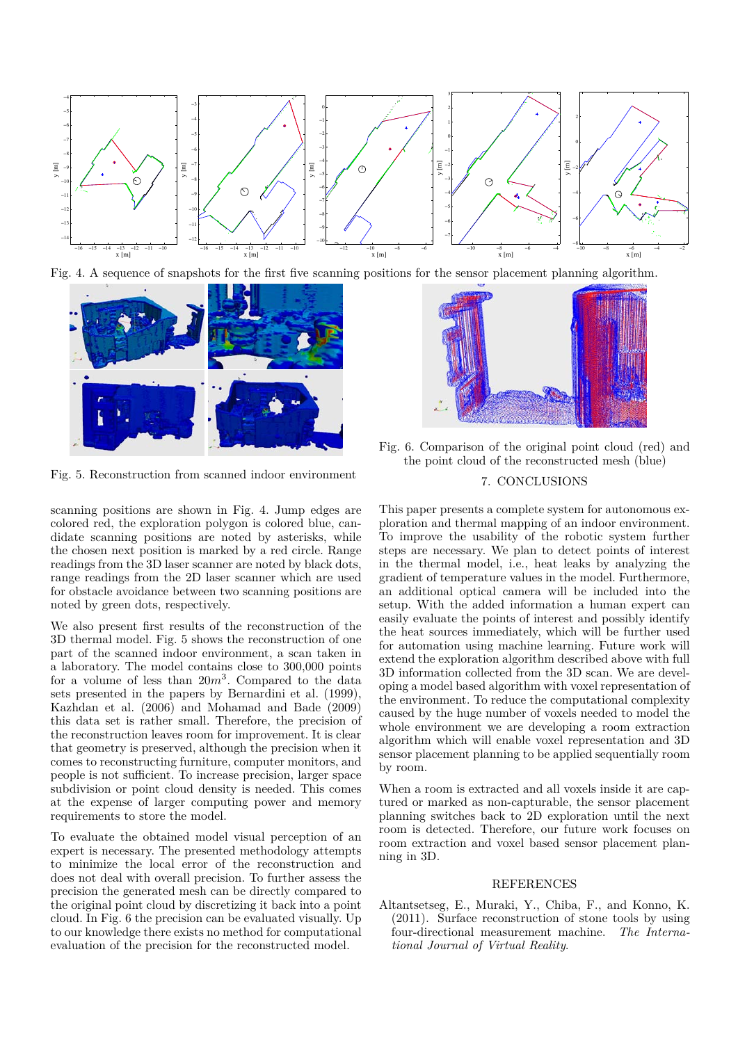Fig. 4. A sequence of snapshots for the first five scanning positions for the sensor placement planning algorithm.

Fig. 5. Reconstruction from scanned indoor environment

Fig. 6. Comparison of the original point cloud (red) and the point cloud of the reconstructed mesh (blue)

scanning positions are shown in Fig. 4. Jump edges are colored red, the exploration polygon is colored blue, candidate scanning positions are noted by asterisks, while the chosen next position is marked by a red circle. Range readings from the 3D laser scanner are noted by black dots, range readings from the 2D laser scanner which are used for obstacle avoidance between two scanning positions are noted by green dots, respectively.

We also present first results of the reconstruction of the 3D thermal model. Fig. 5 shows the reconstruction of one part of the scanned indoor environment, a scan taken in a laboratory. The model contains close to 300,000 points for a volume of less than $20m^3$. Compared to the data sets presented in the papers by Bernardini et al. (1999), Kazhdan et al. (2006) and Mohamad and Bade (2009) this data set is rather small. Therefore, the precision of the reconstruction leaves room for improvement. It is clear that geometry is preserved, although the precision when it comes to reconstructing furniture, computer monitors, and people is not sufficient. To increase precision, larger space subdivision or point cloud density is needed. This comes at the expense of larger computing power and memory requirements to store the model.

To evaluate the obtained model visual perception of an expert is necessary. The presented methodology attempts to minimize the local error of the reconstruction and does not deal with overall precision. To further assess the precision the generated mesh can be directly compared to the original point cloud by discretizing it back into a point cloud. In Fig. 6 the precision can be evaluated visually. Up to our knowledge there exists no method for computational evaluation of the precision for the reconstructed model.

## 7. CONCLUSIONS

This paper presents a complete system for autonomous exploration and thermal mapping of an indoor environment. To improve the usability of the robotic system further steps are necessary. We plan to detect points of interest in the thermal model, i.e., heat leaks by analyzing the gradient of temperature values in the model. Furthermore, an additional optical camera will be included into the setup. With the added information a human expert can easily evaluate the points of interest and possibly identify the heat sources immediately, which will be further used for automation using machine learning. Future work will extend the exploration algorithm described above with full 3D information collected from the 3D scan. We are developing a model based algorithm with voxel representation of the environment. To reduce the computational complexity caused by the huge number of voxels needed to model the whole environment we are developing a room extraction algorithm which will enable voxel representation and 3D sensor placement planning to be applied sequentially room by room.

When a room is extracted and all voxels inside it are captured or marked as non-capturable, the sensor placement planning switches back to 2D exploration until the next room is detected. Therefore, our future work focuses on room extraction and voxel based sensor placement planning in 3D.

## REFERENCES

Altantsetseg, E., Muraki, Y., Chiba, F., and Konno, K. (2011). Surface reconstruction of stone tools by using four-directional measurement machine. *The International Journal of Virtual Reality*.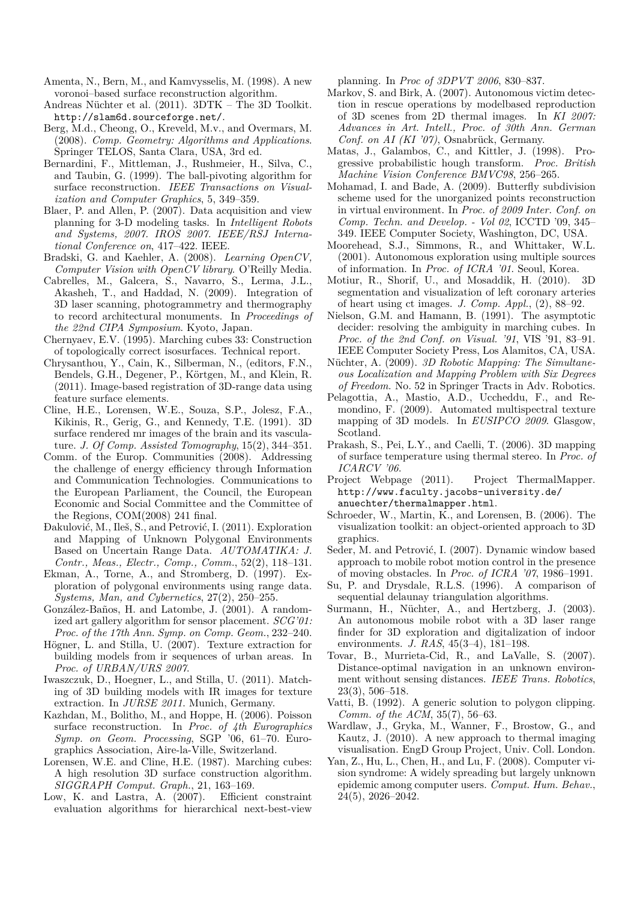Amenta, N., Bern, M., and Kamvysselis, M. (1998). A new voronoi–based surface reconstruction algorithm.

Andreas Nüchter et al. (2011). 3DTK – The 3D Toolkit. http://slam6d.sourceforge.net/.

Berg, M.d., Cheong, O., Kreveld, M.v., and Overmars, M. (2008). *Comp. Geometry: Algorithms and Applications*. Springer TELOS, Santa Clara, USA, 3rd ed.

Bernardini, F., Mittleman, J., Rushmeier, H., Silva, C., and Taubin, G. (1999). The ball-pivoting algorithm for surface reconstruction. *IEEE Transactions on Visualization and Computer Graphics*, 5, 349–359.

Blaer, P. and Allen, P. (2007). Data acquisition and view planning for 3-D modeling tasks. In *Intelligent Robots and Systems, 2007. IROS 2007. IEEE/RSJ International Conference on*, 417–422. IEEE.

Bradski, G. and Kaehler, A. (2008). *Learning OpenCV, Computer Vision with OpenCV library*. O'Reilly Media.

Cabrelles, M., Galcera, S., Navarro, S., Lerma, J.L., Akasheh, T., and Haddad, N. (2009). Integration of 3D laser scanning, photogrammetry and thermography to record architectural monuments. In *Proceedings of the 22nd CIPA Symposium*. Kyoto, Japan.

Chernyaev, E.V. (1995). Marching cubes 33: Construction of topologically correct isosurfaces. Technical report.

Chrysanthou, Y., Cain, K., Silberman, N., (editors, F.N., Bendels, G.H., Degener, P., Körtgen, M., and Klein, R. (2011). Image-based registration of 3D-range data using feature surface elements.

Cline, H.E., Lorensen, W.E., Souza, S.P., Jolesz, F.A., Kikinis, R., Gerig, G., and Kennedy, T.E. (1991). 3D surface rendered mr images of the brain and its vasculature. *J. Of Comp. Assisted Tomography*, 15(2), 344–351.

Comm. of the Europ. Communities (2008). Addressing the challenge of energy efficiency through Information and Communication Technologies. Communications to the European Parliament, the Council, the European Economic and Social Committee and the Committee of the Regions, COM(2008) 241 final.

Đakulović, M., Ileš, S., and Petrović, I. (2011). Exploration and Mapping of Unknown Polygonal Environments Based on Uncertain Range Data. *AUTOMATIKA: J. Contr., Meas., Electr., Comp., Comm.*, 52(2), 118–131.

Ekman, A., Torne, A., and Stromberg, D. (1997). Exploration of polygonal environments using range data. *Systems, Man, and Cybernetics*, 27(2), 250–255.

González-Baños, H. and Latombe, J. (2001). A randomized art gallery algorithm for sensor placement. *SCG'01: Proc. of the 17th Ann. Symp. on Comp. Geom.*, 232–240.

Högner, L. and Stilla, U. (2007). Texture extraction for building models from ir sequences of urban areas. In *Proc. of URBAN/URS 2007*.

Iwaszczuk, D., Hoegner, L., and Stilla, U. (2011). Matching of 3D building models with IR images for texture extraction. In *JURSE 2011*. Munich, Germany.

Kazhdan, M., Bolitho, M., and Hoppe, H. (2006). Poisson surface reconstruction. In *Proc. of the 4th Eurographics Symp. on Geom. Processing*, SGP '06, 61–70. Eurographics Association, Aire-la-Ville, Switzerland.

Lorensen, W.E. and Cline, H.E. (1987). Marching cubes: A high resolution 3D surface construction algorithm. *SIGGRAPH Comput. Graph.*, 21, 163–169.

Low, K. and Lastra, A. (2007). Efficient constraint evaluation algorithms for hierarchical next-best-view planning. In *Proc of 3DPVT 2006*, 830–837.

Markov, S. and Birk, A. (2007). Autonomous victim detection in rescue operations by modelbased reproduction of 3D scenes from 2D thermal images. In *KI 2007: Advances in Art. Intell., Proc. of 30th Ann. German Conf. on AI (KI '07)*, Osnabrück, Germany.

Matas, J., Galambos, C., and Kittler, J. (1998). Progressive probabilistic hough transform. *Proc. British Machine Vision Conference BMVC98*, 256–265.

Mohamad, I. and Bade, A. (2009). Butterfly subdivision scheme used for the unorganized points reconstruction in virtual environment. In *Proc. of 2009 Inter. Conf. on Comp. Techn. and Develop. - Vol 02*, ICCTD '09, 345–349. IEEE Computer Society, Washington, DC, USA.

Moorehead, S.J., Simmons, R., and Whittaker, W.L. (2001). Autonomous exploration using multiple sources of information. In *Proc. of ICRA '01*. Seoul, Korea.

Motiur, R., Shorif, U., and Mosaddik, H. (2010). 3D segmentation and visualization of left coronary arteries of heart using ct images. *J. Comp. Appl.*, (2), 88–92.

Nielson, G.M. and Hamann, B. (1991). The asymptotic decider: resolving the ambiguity in marching cubes. In *Proc. of the 2nd Conf. on Visual. '91*, VIS '91, 83–91. IEEE Computer Society Press, Los Alamitos, CA, USA.

Nüchter, A. (2009). *3D Robotic Mapping: The Simultaneous Localization and Mapping Problem with Six Degrees of Freedom*. No. 52 in Springer Tracts in Adv. Robotics.

Pelagottia, A., Mastio, A.D., Uccheddu, F., and Remondino, F. (2009). Automated multispectral texture mapping of 3D models. In *EUSIPCO 2009*. Glasgow, Scotland.

Prakash, S., Pei, L.Y., and Caelli, T. (2006). 3D mapping of surface temperature using thermal stereo. In *Proc. of ICARCV '06*.

Project Webpage (2011). Project ThermalMapper. http://www.faculty.jacobs-university.de/anuechter/thermalmapper.html.

Schroeder, W., Martin, K., and Lorensen, B. (2006). The visualization toolkit: an object-oriented approach to 3D graphics.

Seder, M. and Petrović, I. (2007). Dynamic window based approach to mobile robot motion control in the presence of moving obstacles. In *Proc. of ICRA '07*, 1986–1991.

Su, P. and Drysdale, R.L.S. (1996). A comparison of sequential delaunay triangulation algorithms.

Surmann, H., Nüchter, A., and Hertzberg, J. (2003). An autonomous mobile robot with a 3D laser range finder for 3D exploration and digitalization of indoor environments. *J. RAS*, 45(3–4), 181–198.

Tovar, B., Murrieta-Cid, R., and LaValle, S. (2007). Distance-optimal navigation in an unknown environment without sensing distances. *IEEE Trans. Robotics*, 23(3), 506–518.

Vatti, B. (1992). A generic solution to polygon clipping. *Comm. of the ACM*, 35(7), 56–63.

Wardlaw, J., Gryka, M., Wanner, F., Brostow, G., and Kautz, J. (2010). A new approach to thermal imaging visualisation. EngD Group Project, Univ. Coll. London.

Yan, Z., Hu, L., Chen, H., and Lu, F. (2008). Computer vision syndrome: A widely spreading but largely unknown epidemic among computer users. *Comput. Hum. Behav.*, 24(5), 2026–2042.